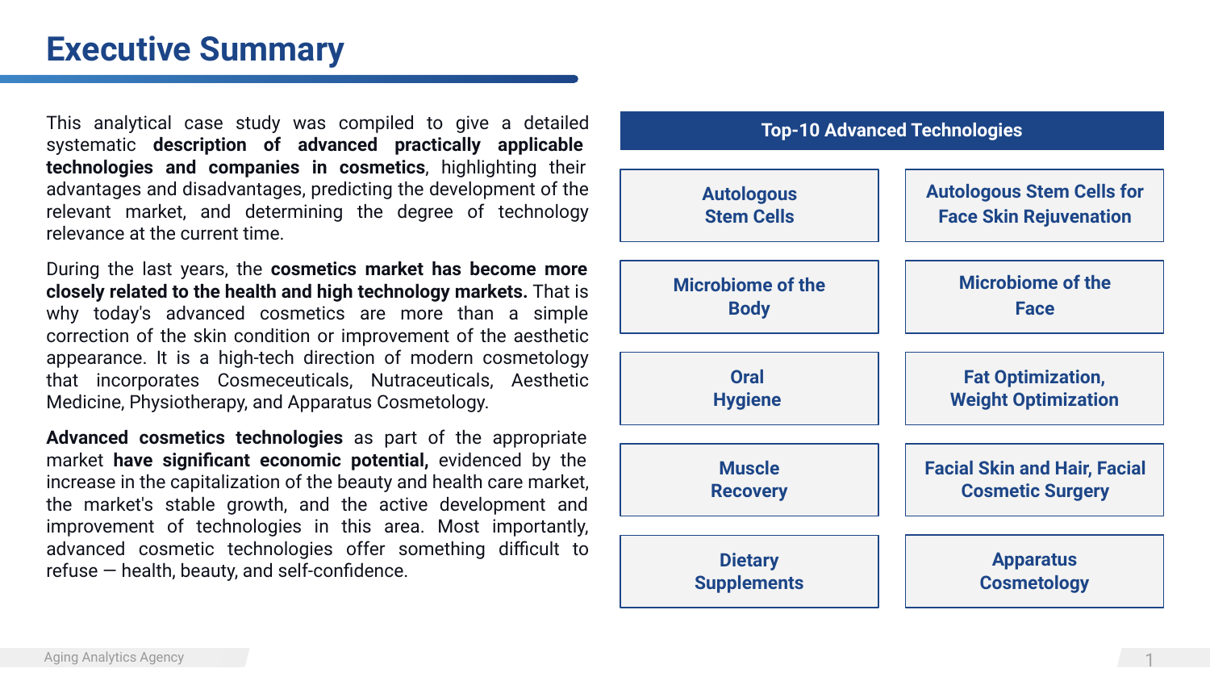# Executive Summary

This analytical case study was compiled to give a detailed systematic **description of advanced practically applicable technologies and companies in cosmetics**, highlighting their advantages and disadvantages, predicting the development of the relevant market, and determining the degree of technology relevance at the current time.

During the last years, the **cosmetics market has become more closely related to the health and high technology markets.** That is why today's advanced cosmetics are more than a simple correction of the skin condition or improvement of the aesthetic appearance. It is a high-tech direction of modern cosmetology that incorporates Cosmeceuticals, Nutraceuticals, Aesthetic Medicine, Physiotherapy, and Apparatus Cosmetology.

**Advanced cosmetics technologies** as part of the appropriate market **have significant economic potential,** evidenced by the increase in the capitalization of the beauty and health care market, the market's stable growth, and the active development and improvement of technologies in this area. Most importantly, advanced cosmetic technologies offer something difficult to refuse — health, beauty, and self-confidence.

## Top-10 Advanced Technologies

- Autologous Stem Cells
- Autologous Stem Cells for Face Skin Rejuvenation
- Microbiome of the Body
- Microbiome of the Face
- Oral Hygiene
- Fat Optimization, Weight Optimization
- Muscle Recovery
- Facial Skin and Hair, Facial Cosmetic Surgery
- Dietary Supplements
- Apparatus Cosmetology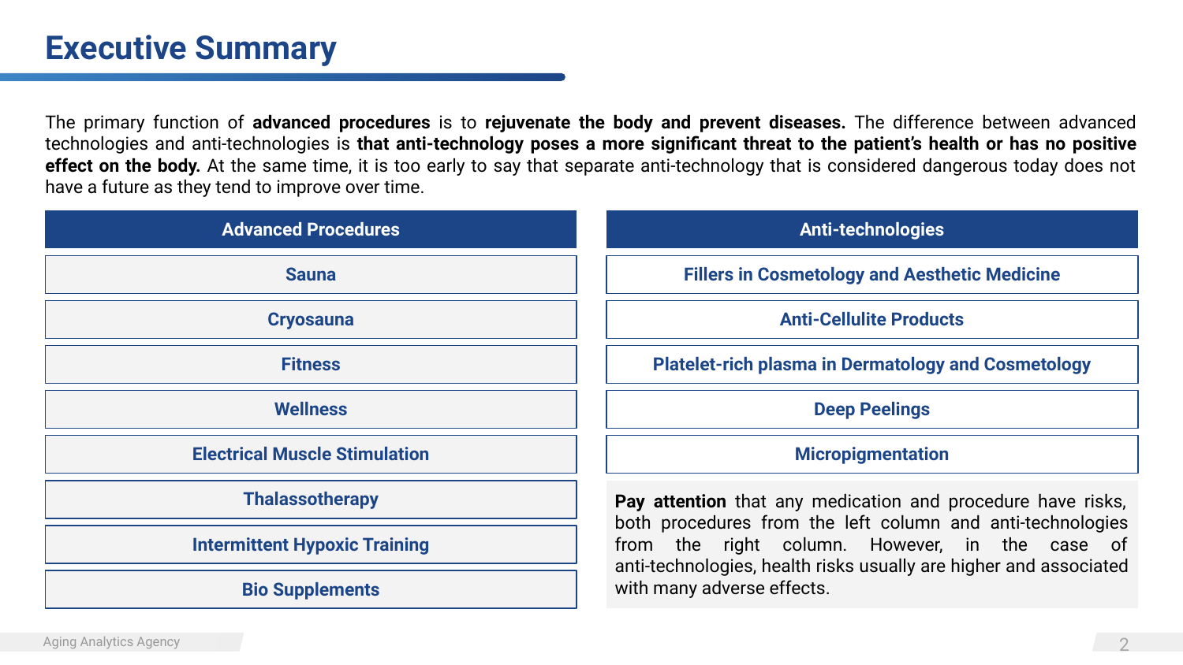# Executive Summary

The primary function of **advanced procedures** is to **rejuvenate the body and prevent diseases.** The difference between advanced technologies and anti-technologies is **that anti-technology poses a more significant threat to the patient's health or has no positive effect on the body.** At the same time, it is too early to say that separate anti-technology that is considered dangerous today does not have a future as they tend to improve over time.

| Advanced Procedures | Anti-technologies |
|---|---|
| Sauna | Fillers in Cosmetology and Aesthetic Medicine |
| Cryosauna | Anti-Cellulite Products |
| Fitness | Platelet-rich plasma in Dermatology and Cosmetology |
| Wellness | Deep Peelings |
| Electrical Muscle Stimulation | Micropigmentation |
| Thalassotherapy | |
| Intermittent Hypoxic Training | |
| Bio Supplements | |

**Pay attention** that any medication and procedure have risks, both procedures from the left column and anti-technologies from the right column. However, in the case of anti-technologies, health risks usually are higher and associated with many adverse effects.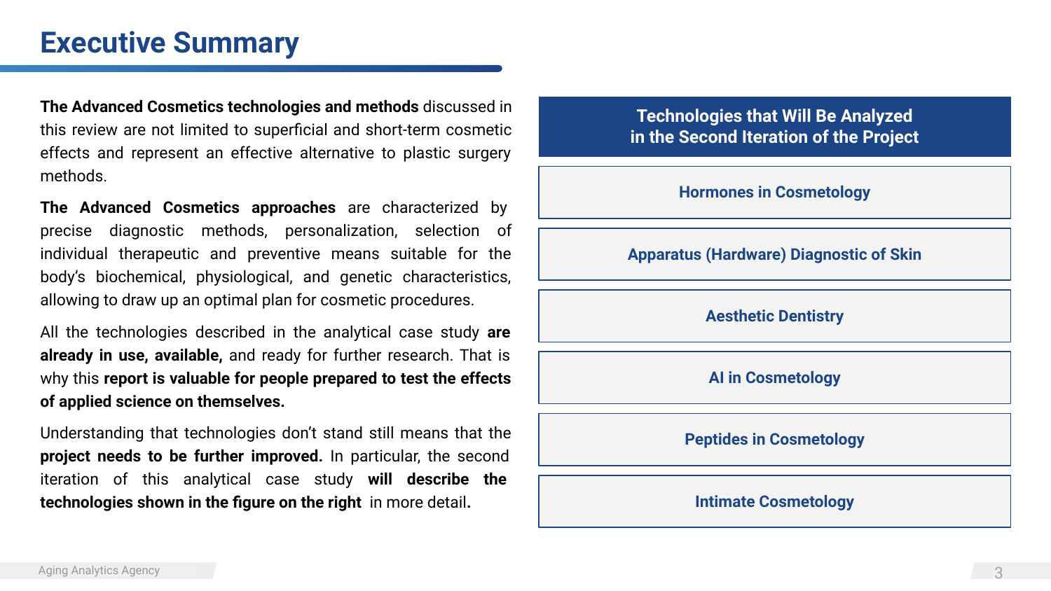# Executive Summary

**The Advanced Cosmetics technologies and methods** discussed in this review are not limited to superficial and short-term cosmetic effects and represent an effective alternative to plastic surgery methods.

**The Advanced Cosmetics approaches** are characterized by precise diagnostic methods, personalization, selection of individual therapeutic and preventive means suitable for the body's biochemical, physiological, and genetic characteristics, allowing to draw up an optimal plan for cosmetic procedures.

All the technologies described in the analytical case study **are already in use, available,** and ready for further research. That is why this **report is valuable for people prepared to test the effects of applied science on themselves.**

Understanding that technologies don't stand still means that the **project needs to be further improved.** In particular, the second iteration of this analytical case study **will describe the technologies shown in the figure on the right** in more detail**.**

**Technologies that Will Be Analyzed in the Second Iteration of the Project**

- Hormones in Cosmetology
- Apparatus (Hardware) Diagnostic of Skin
- Aesthetic Dentistry
- AI in Cosmetology
- Peptides in Cosmetology
- Intimate Cosmetology